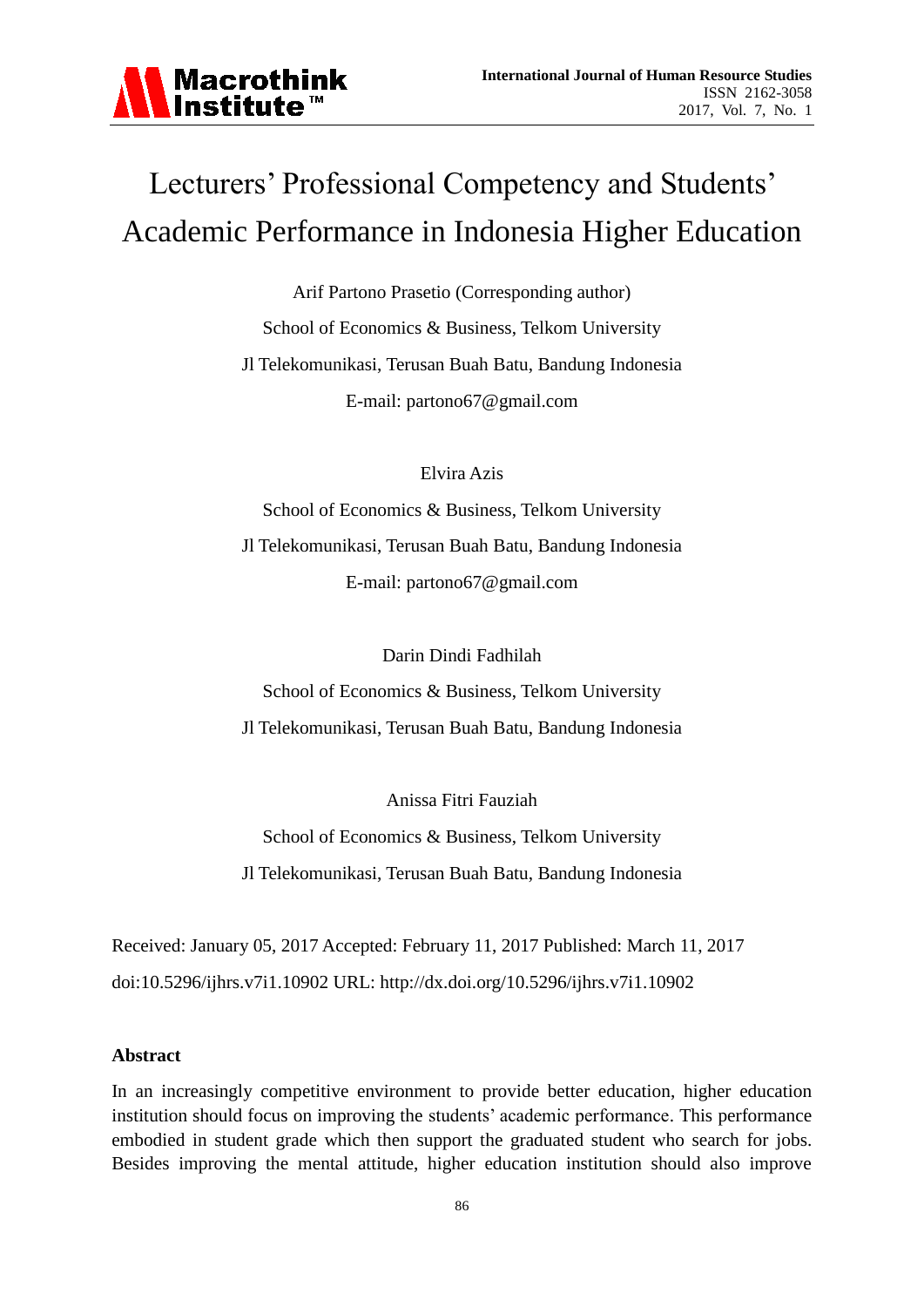# Lecturers' Professional Competency and Students' Academic Performance in Indonesia Higher Education

Arif Partono Prasetio (Corresponding author)

School of Economics & Business, Telkom University

Jl Telekomunikasi, Terusan Buah Batu, Bandung Indonesia

E-mail: partono67@gmail.com

Elvira Azis

School of Economics & Business, Telkom University

Jl Telekomunikasi, Terusan Buah Batu, Bandung Indonesia

E-mail: partono67@gmail.com

Darin Dindi Fadhilah

School of Economics & Business, Telkom University

Jl Telekomunikasi, Terusan Buah Batu, Bandung Indonesia

Anissa Fitri Fauziah

School of Economics & Business, Telkom University

Jl Telekomunikasi, Terusan Buah Batu, Bandung Indonesia

Received: January 05, 2017 Accepted: February 11, 2017 Published: March 11, 2017

doi:10.5296/ijhrs.v7i1.10902 URL: http://dx.doi.org/10.5296/ijhrs.v7i1.10902

**Abstract**

In an increasingly competitive environment to provide better education, higher education institution should focus on improving the students' academic performance. This performance embodied in student grade which then support the graduated student who search for jobs. Besides improving the mental attitude, higher education institution should also improve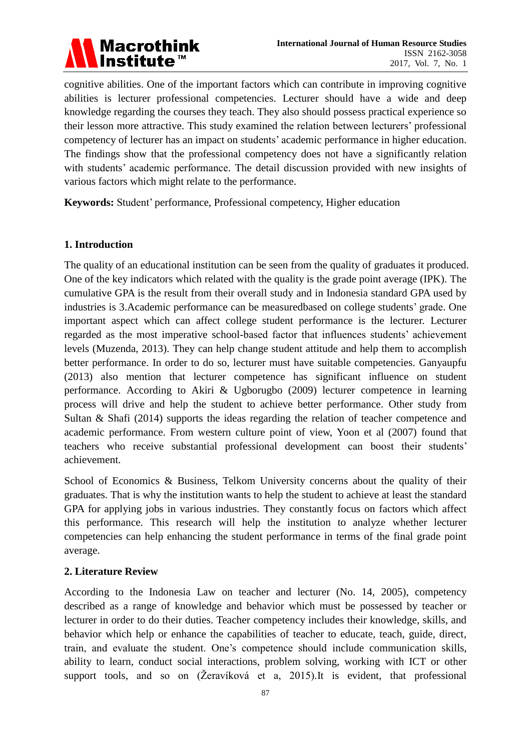cognitive abilities. One of the important factors which can contribute in improving cognitive abilities is lecturer professional competencies. Lecturer should have a wide and deep knowledge regarding the courses they teach. They also should possess practical experience so their lesson more attractive. This study examined the relation between lecturers' professional competency of lecturer has an impact on students' academic performance in higher education. The findings show that the professional competency does not have a significantly relation with students' academic performance. The detail discussion provided with new insights of various factors which might relate to the performance.

**Keywords:** Student' performance, Professional competency, Higher education

## 1. Introduction

The quality of an educational institution can be seen from the quality of graduates it produced. One of the key indicators which related with the quality is the grade point average (IPK). The cumulative GPA is the result from their overall study and in Indonesia standard GPA used by industries is 3.Academic performance can be measuredbased on college students' grade. One important aspect which can affect college student performance is the lecturer. Lecturer regarded as the most imperative school-based factor that influences students' achievement levels (Muzenda, 2013). They can help change student attitude and help them to accomplish better performance. In order to do so, lecturer must have suitable competencies. Ganyaupfu (2013) also mention that lecturer competence has significant influence on student performance. According to Akiri & Ugborugbo (2009) lecturer competence in learning process will drive and help the student to achieve better performance. Other study from Sultan & Shafi (2014) supports the ideas regarding the relation of teacher competence and academic performance. From western culture point of view, Yoon et al (2007) found that teachers who receive substantial professional development can boost their students' achievement.

School of Economics & Business, Telkom University concerns about the quality of their graduates. That is why the institution wants to help the student to achieve at least the standard GPA for applying jobs in various industries. They constantly focus on factors which affect this performance. This research will help the institution to analyze whether lecturer competencies can help enhancing the student performance in terms of the final grade point average.

## 2. Literature Review

According to the Indonesia Law on teacher and lecturer (No. 14, 2005), competency described as a range of knowledge and behavior which must be possessed by teacher or lecturer in order to do their duties. Teacher competency includes their knowledge, skills, and behavior which help or enhance the capabilities of teacher to educate, teach, guide, direct, train, and evaluate the student. One's competence should include communication skills, ability to learn, conduct social interactions, problem solving, working with ICT or other support tools, and so on (Žeravíková et a, 2015).It is evident, that professional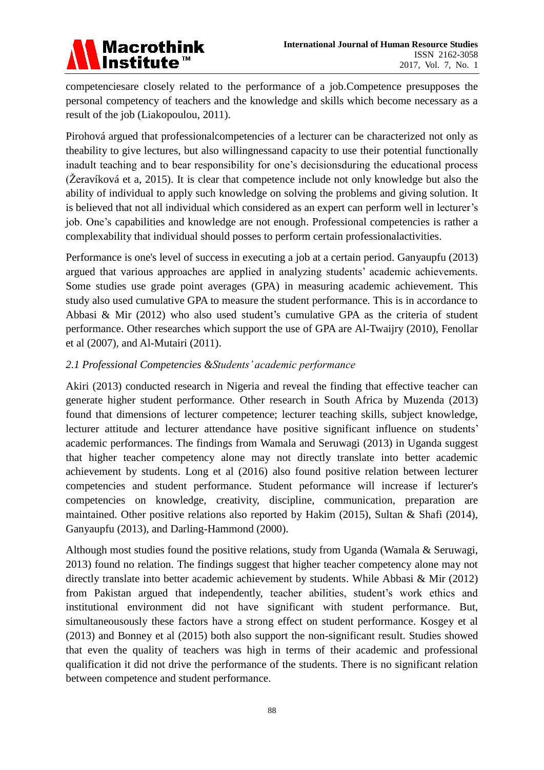competenciesare closely related to the performance of a job.Competence presupposes the personal competency of teachers and the knowledge and skills which become necessary as a result of the job (Liakopoulou, 2011).

Pirohová argued that professionalcompetencies of a lecturer can be characterized not only as theability to give lectures, but also willingnessand capacity to use their potential functionally inadult teaching and to bear responsibility for one's decisionsduring the educational process (Žeravíková et a, 2015). It is clear that competence include not only knowledge but also the ability of individual to apply such knowledge on solving the problems and giving solution. It is believed that not all individual which considered as an expert can perform well in lecturer's job. One's capabilities and knowledge are not enough. Professional competencies is rather a complexability that individual should posses to perform certain professionalactivities.

Performance is one's level of success in executing a job at a certain period. Ganyaupfu (2013) argued that various approaches are applied in analyzing students' academic achievements. Some studies use grade point averages (GPA) in measuring academic achievement. This study also used cumulative GPA to measure the student performance. This is in accordance to Abbasi & Mir (2012) who also used student's cumulative GPA as the criteria of student performance. Other researches which support the use of GPA are Al-Twaijry (2010), Fenollar et al (2007), and Al-Mutairi (2011).

### *2.1 Professional Competencies &Students' academic performance*

Akiri (2013) conducted research in Nigeria and reveal the finding that effective teacher can generate higher student performance. Other research in South Africa by Muzenda (2013) found that dimensions of lecturer competence; lecturer teaching skills, subject knowledge, lecturer attitude and lecturer attendance have positive significant influence on students' academic performances. The findings from Wamala and Seruwagi (2013) in Uganda suggest that higher teacher competency alone may not directly translate into better academic achievement by students. Long et al (2016) also found positive relation between lecturer competencies and student performance. Student peformance will increase if lecturer's competencies on knowledge, creativity, discipline, communication, preparation are maintained. Other positive relations also reported by Hakim (2015), Sultan & Shafi (2014), Ganyaupfu (2013), and Darling-Hammond (2000).

Although most studies found the positive relations, study from Uganda (Wamala & Seruwagi, 2013) found no relation. The findings suggest that higher teacher competency alone may not directly translate into better academic achievement by students. While Abbasi & Mir (2012) from Pakistan argued that independently, teacher abilities, student's work ethics and institutional environment did not have significant with student performance. But, simultaneousously these factors have a strong effect on student performance. Kosgey et al (2013) and Bonney et al (2015) both also support the non-significant result. Studies showed that even the quality of teachers was high in terms of their academic and professional qualification it did not drive the performance of the students. There is no significant relation between competence and student performance.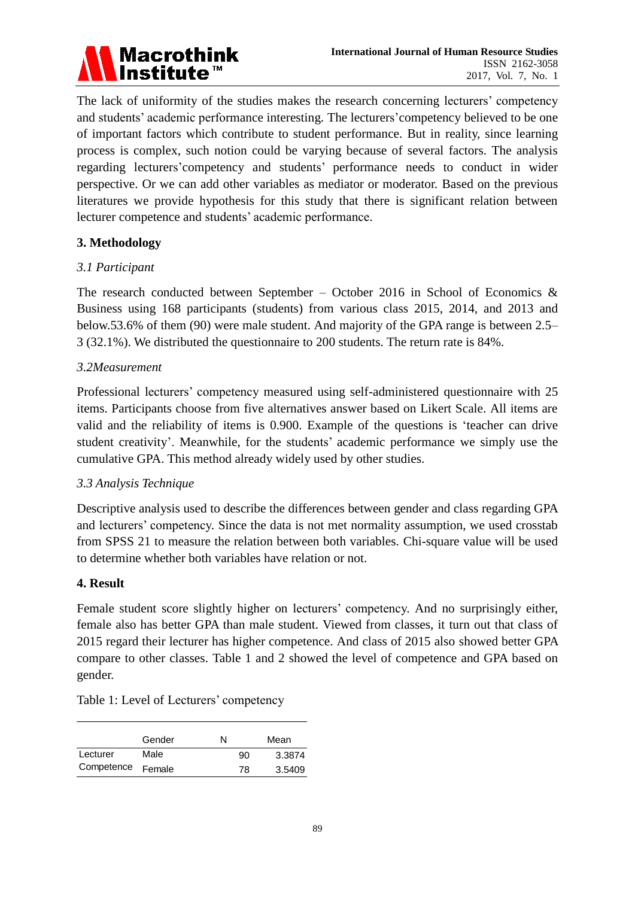The lack of uniformity of the studies makes the research concerning lecturers' competency and students' academic performance interesting. The lecturers'competency believed to be one of important factors which contribute to student performance. But in reality, since learning process is complex, such notion could be varying because of several factors. The analysis regarding lecturers'competency and students' performance needs to conduct in wider perspective. Or we can add other variables as mediator or moderator. Based on the previous literatures we provide hypothesis for this study that there is significant relation between lecturer competence and students' academic performance.

## 3. Methodology

### *3.1 Participant*

The research conducted between September – October 2016 in School of Economics & Business using 168 participants (students) from various class 2015, 2014, and 2013 and below.53.6% of them (90) were male student. And majority of the GPA range is between 2.5–3 (32.1%). We distributed the questionnaire to 200 students. The return rate is 84%.

### *3.2Measurement*

Professional lecturers' competency measured using self-administered questionnaire with 25 items. Participants choose from five alternatives answer based on Likert Scale. All items are valid and the reliability of items is 0.900. Example of the questions is 'teacher can drive student creativity'. Meanwhile, for the students' academic performance we simply use the cumulative GPA. This method already widely used by other studies.

### *3.3 Analysis Technique*

Descriptive analysis used to describe the differences between gender and class regarding GPA and lecturers' competency. Since the data is not met normality assumption, we used crosstab from SPSS 21 to measure the relation between both variables. Chi-square value will be used to determine whether both variables have relation or not.

## 4. Result

Female student score slightly higher on lecturers' competency. And no surprisingly either, female also has better GPA than male student. Viewed from classes, it turn out that class of 2015 regard their lecturer has higher competence. And class of 2015 also showed better GPA compare to other classes. Table 1 and 2 showed the level of competence and GPA based on gender.

Table 1: Level of Lecturers' competency

| | Gender | N | Mean |
|---|---|---|---|
| Lecturer Competence | Male | 90 | 3.3874 |
| | Female | 78 | 3.5409 |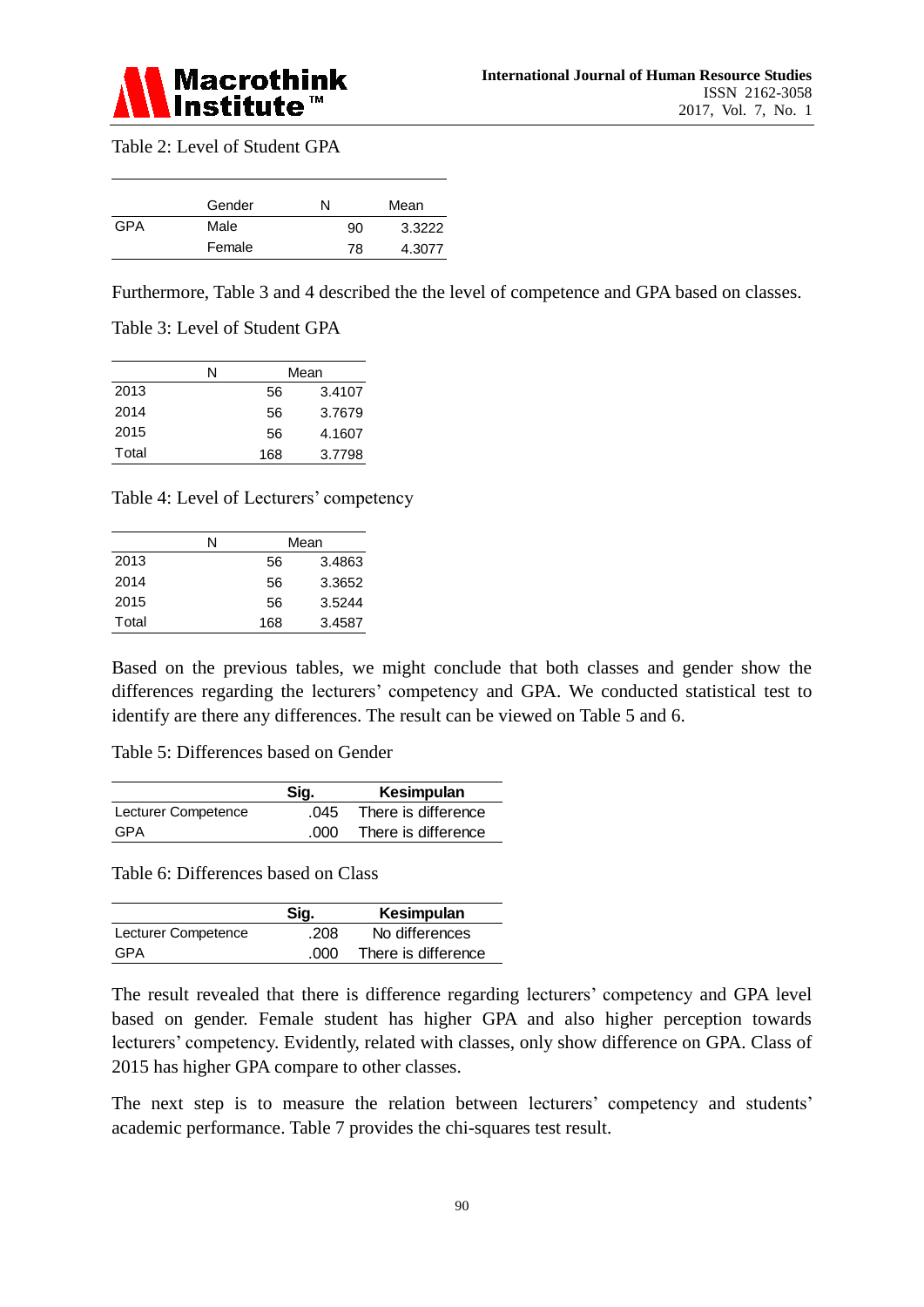Table 2: Level of Student GPA

| | Gender | N | Mean |
|---|---|---|---|
| GPA | Male | 90 | 3.3222 |
| | Female | 78 | 4.3077 |

Furthermore, Table 3 and 4 described the the level of competence and GPA based on classes.

Table 3: Level of Student GPA

| | N | Mean |
|---|---|---|
| 2013 | 56 | 3.4107 |
| 2014 | 56 | 3.7679 |
| 2015 | 56 | 4.1607 |
| Total | 168 | 3.7798 |

Table 4: Level of Lecturers' competency

| | N | Mean |
|---|---|---|
| 2013 | 56 | 3.4863 |
| 2014 | 56 | 3.3652 |
| 2015 | 56 | 3.5244 |
| Total | 168 | 3.4587 |

Based on the previous tables, we might conclude that both classes and gender show the differences regarding the lecturers' competency and GPA. We conducted statistical test to identify are there any differences. The result can be viewed on Table 5 and 6.

Table 5: Differences based on Gender

| | **Sig.** | **Kesimpulan** |
|---|---|---|
| Lecturer Competence | .045 | There is difference |
| GPA | .000 | There is difference |

Table 6: Differences based on Class

| | **Sig.** | **Kesimpulan** |
|---|---|---|
| Lecturer Competence | .208 | No differences |
| GPA | .000 | There is difference |

The result revealed that there is difference regarding lecturers' competency and GPA level based on gender. Female student has higher GPA and also higher perception towards lecturers' competency. Evidently, related with classes, only show difference on GPA. Class of 2015 has higher GPA compare to other classes.

The next step is to measure the relation between lecturers' competency and students' academic performance. Table 7 provides the chi-squares test result.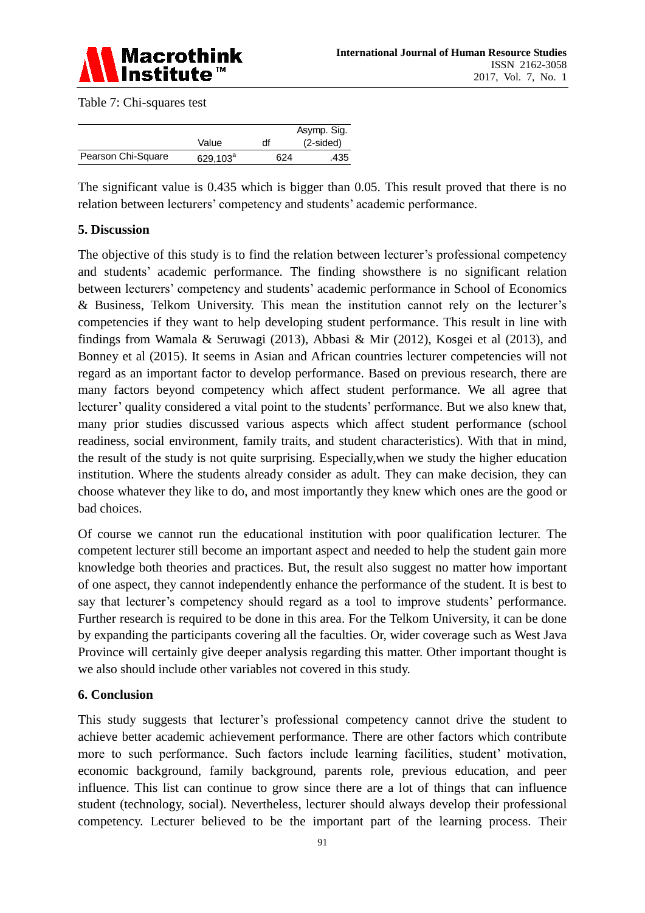Table 7: Chi-squares test

| | Value | df | Asymp. Sig. (2-sided) |
|---|---|---|---|
| Pearson Chi-Square | 629,103[a] | 624 | .435 |

The significant value is 0.435 which is bigger than 0.05. This result proved that there is no relation between lecturers' competency and students' academic performance.

## 5. Discussion

The objective of this study is to find the relation between lecturer's professional competency and students' academic performance. The finding showsthere is no significant relation between lecturers' competency and students' academic performance in School of Economics & Business, Telkom University. This mean the institution cannot rely on the lecturer's competencies if they want to help developing student performance. This result in line with findings from Wamala & Seruwagi (2013), Abbasi & Mir (2012), Kosgei et al (2013), and Bonney et al (2015). It seems in Asian and African countries lecturer competencies will not regard as an important factor to develop performance. Based on previous research, there are many factors beyond competency which affect student performance. We all agree that lecturer' quality considered a vital point to the students' performance. But we also knew that, many prior studies discussed various aspects which affect student performance (school readiness, social environment, family traits, and student characteristics). With that in mind, the result of the study is not quite surprising. Especially,when we study the higher education institution. Where the students already consider as adult. They can make decision, they can choose whatever they like to do, and most importantly they knew which ones are the good or bad choices.

Of course we cannot run the educational institution with poor qualification lecturer. The competent lecturer still become an important aspect and needed to help the student gain more knowledge both theories and practices. But, the result also suggest no matter how important of one aspect, they cannot independently enhance the performance of the student. It is best to say that lecturer's competency should regard as a tool to improve students' performance. Further research is required to be done in this area. For the Telkom University, it can be done by expanding the participants covering all the faculties. Or, wider coverage such as West Java Province will certainly give deeper analysis regarding this matter. Other important thought is we also should include other variables not covered in this study.

## 6. Conclusion

This study suggests that lecturer's professional competency cannot drive the student to achieve better academic achievement performance. There are other factors which contribute more to such performance. Such factors include learning facilities, student' motivation, economic background, family background, parents role, previous education, and peer influence. This list can continue to grow since there are a lot of things that can influence student (technology, social). Nevertheless, lecturer should always develop their professional competency. Lecturer believed to be the important part of the learning process. Their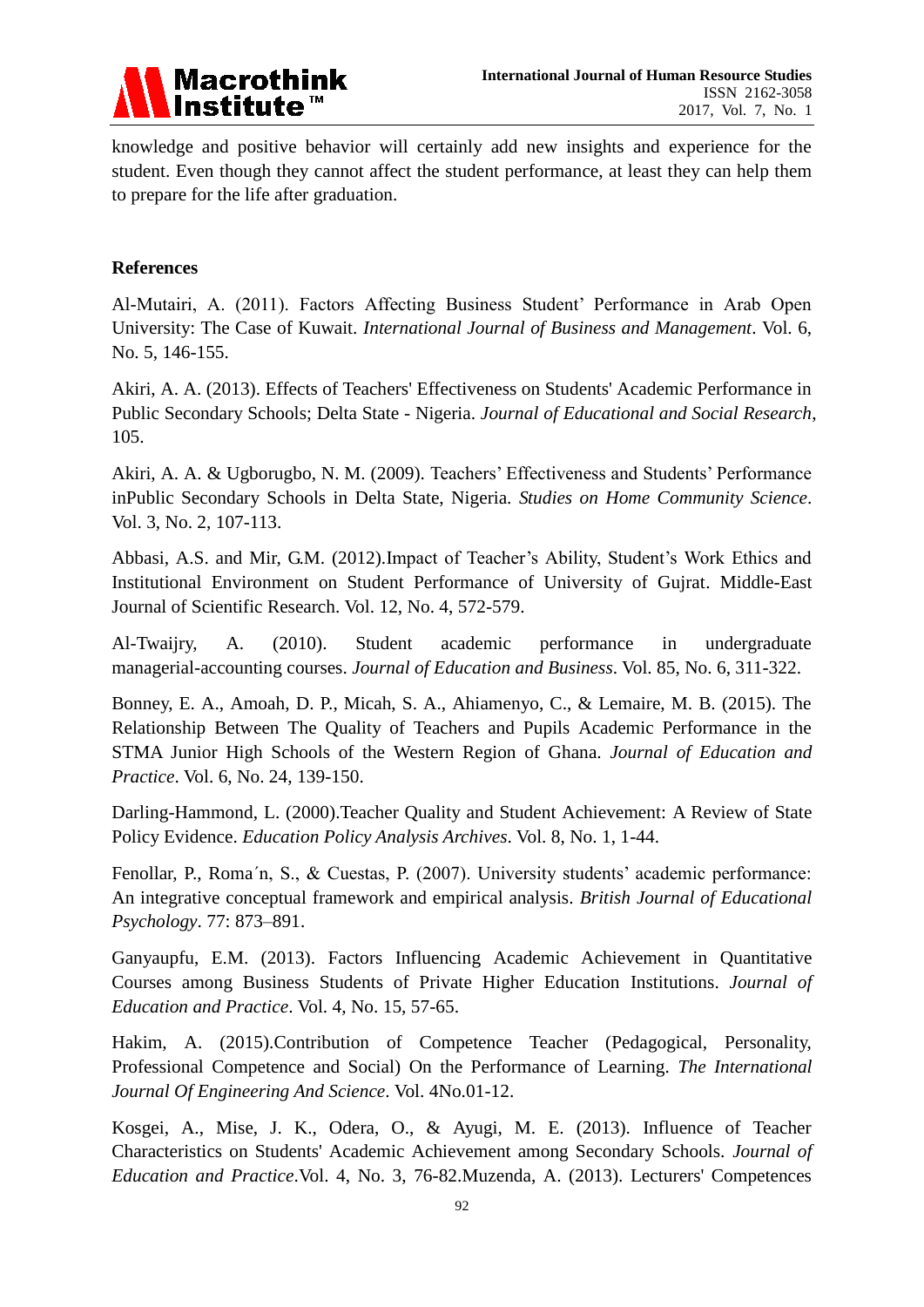knowledge and positive behavior will certainly add new insights and experience for the student. Even though they cannot affect the student performance, at least they can help them to prepare for the life after graduation.

## References

Al-Mutairi, A. (2011). Factors Affecting Business Student' Performance in Arab Open University: The Case of Kuwait. *International Journal of Business and Management*. Vol. 6, No. 5, 146-155.

Akiri, A. A. (2013). Effects of Teachers' Effectiveness on Students' Academic Performance in Public Secondary Schools; Delta State - Nigeria. *Journal of Educational and Social Research*, 105.

Akiri, A. A. & Ugborugbo, N. M. (2009). Teachers' Effectiveness and Students' Performance inPublic Secondary Schools in Delta State, Nigeria. *Studies on Home Community Science*. Vol. 3, No. 2, 107-113.

Abbasi, A.S. and Mir, G.M. (2012).Impact of Teacher's Ability, Student's Work Ethics and Institutional Environment on Student Performance of University of Gujrat. Middle-East Journal of Scientific Research. Vol. 12, No. 4, 572-579.

Al-Twaijry, A. (2010). Student academic performance in undergraduate managerial-accounting courses. *Journal of Education and Business*. Vol. 85, No. 6, 311-322.

Bonney, E. A., Amoah, D. P., Micah, S. A., Ahiamenyo, C., & Lemaire, M. B. (2015). The Relationship Between The Quality of Teachers and Pupils Academic Performance in the STMA Junior High Schools of the Western Region of Ghana. *Journal of Education and Practice*. Vol. 6, No. 24, 139-150.

Darling-Hammond, L. (2000).Teacher Quality and Student Achievement: A Review of State Policy Evidence. *Education Policy Analysis Archives*. Vol. 8, No. 1, 1-44.

Fenollar, P., Roma´n, S., & Cuestas, P. (2007). University students' academic performance: An integrative conceptual framework and empirical analysis. *British Journal of Educational Psychology*. 77: 873–891.

Ganyaupfu, E.M. (2013). Factors Influencing Academic Achievement in Quantitative Courses among Business Students of Private Higher Education Institutions. *Journal of Education and Practice*. Vol. 4, No. 15, 57-65.

Hakim, A. (2015).Contribution of Competence Teacher (Pedagogical, Personality, Professional Competence and Social) On the Performance of Learning. *The International Journal Of Engineering And Science*. Vol. 4No.01-12.

Kosgei, A., Mise, J. K., Odera, O., & Ayugi, M. E. (2013). Influence of Teacher Characteristics on Students' Academic Achievement among Secondary Schools. *Journal of Education and Practice*.Vol. 4, No. 3, 76-82.Muzenda, A. (2013). Lecturers' Competences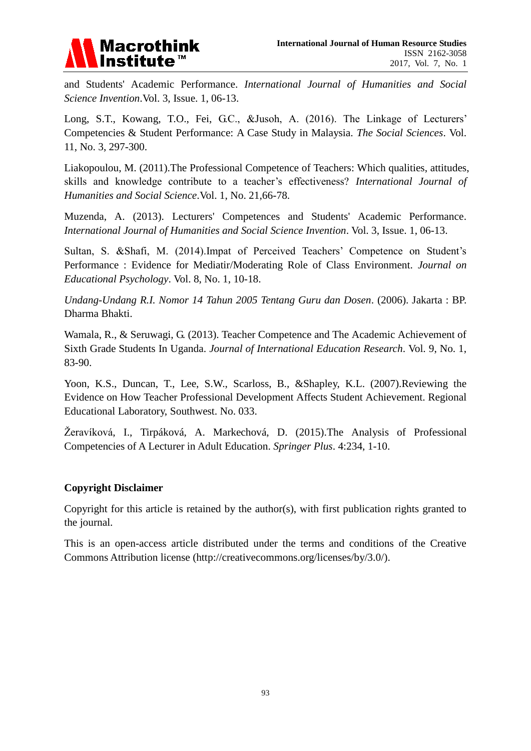and Students' Academic Performance. *International Journal of Humanities and Social Science Invention*.Vol. 3, Issue. 1, 06-13.

Long, S.T., Kowang, T.O., Fei, G.C., &Jusoh, A. (2016). The Linkage of Lecturers' Competencies & Student Performance: A Case Study in Malaysia. *The Social Sciences*. Vol. 11, No. 3, 297-300.

Liakopoulou, M. (2011).The Professional Competence of Teachers: Which qualities, attitudes, skills and knowledge contribute to a teacher's effectiveness? *International Journal of Humanities and Social Science*.Vol. 1, No. 21,66-78.

Muzenda, A. (2013). Lecturers' Competences and Students' Academic Performance. *International Journal of Humanities and Social Science Invention*. Vol. 3, Issue. 1, 06-13.

Sultan, S. &Shafi, M. (2014).Impat of Perceived Teachers' Competence on Student's Performance : Evidence for Mediatir/Moderating Role of Class Environment. *Journal on Educational Psychology*. Vol. 8, No. 1, 10-18.

*Undang-Undang R.I. Nomor 14 Tahun 2005 Tentang Guru dan Dosen*. (2006). Jakarta : BP. Dharma Bhakti.

Wamala, R., & Seruwagi, G. (2013). Teacher Competence and The Academic Achievement of Sixth Grade Students In Uganda. *Journal of International Education Research*. Vol. 9, No. 1, 83-90.

Yoon, K.S., Duncan, T., Lee, S.W., Scarloss, B., &Shapley, K.L. (2007).Reviewing the Evidence on How Teacher Professional Development Affects Student Achievement. Regional Educational Laboratory, Southwest. No. 033.

Žeravíková, I., Tirpáková, A. Markechová, D. (2015).The Analysis of Professional Competencies of A Lecturer in Adult Education. *Springer Plus*. 4:234, 1-10.

## Copyright Disclaimer

Copyright for this article is retained by the author(s), with first publication rights granted to the journal.

This is an open-access article distributed under the terms and conditions of the Creative Commons Attribution license (http://creativecommons.org/licenses/by/3.0/).